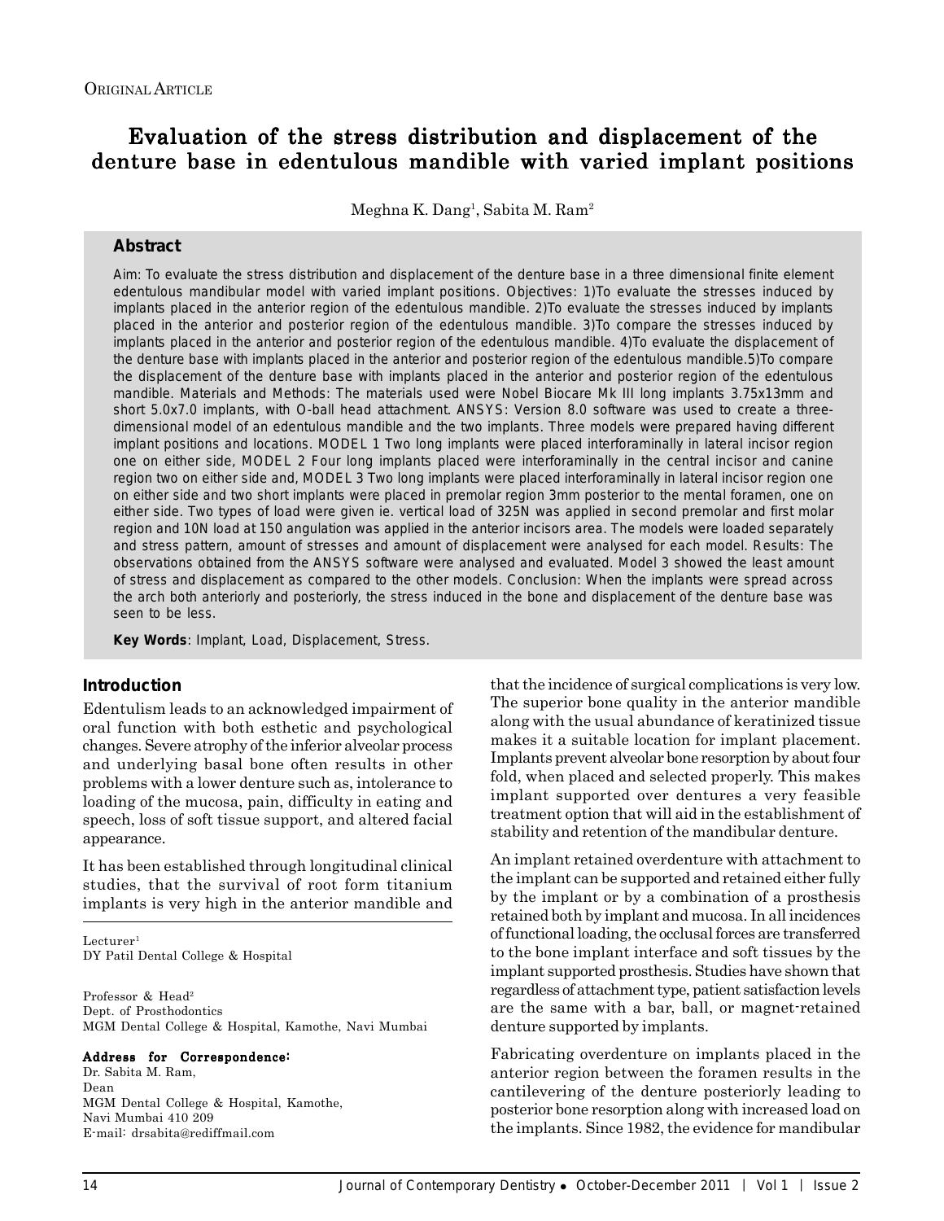Original Article

# Evaluation of the stress distribution and displacement of the denture base in edentulous mandible with varied implant positions

Meghna K. Dang[1], Sabita M. Ram[2]

## Abstract

Aim: To evaluate the stress distribution and displacement of the denture base in a three dimensional finite element edentulous mandibular model with varied implant positions. Objectives: 1)To evaluate the stresses induced by implants placed in the anterior region of the edentulous mandible. 2)To evaluate the stresses induced by implants placed in the anterior and posterior region of the edentulous mandible. 3)To compare the stresses induced by implants placed in the anterior and posterior region of the edentulous mandible. 4)To evaluate the displacement of the denture base with implants placed in the anterior and posterior region of the edentulous mandible.5)To compare the displacement of the denture base with implants placed in the anterior and posterior region of the edentulous mandible. Materials and Methods: The materials used were Nobel Biocare Mk III long implants 3.75x13mm and short 5.0x7.0 implants, with O-ball head attachment. ANSYS: Version 8.0 software was used to create a three-dimensional model of an edentulous mandible and the two implants. Three models were prepared having different implant positions and locations. MODEL 1 Two long implants were placed interforaminally in lateral incisor region one on either side, MODEL 2 Four long implants placed were interforaminally in the central incisor and canine region two on either side and, MODEL 3 Two long implants were placed interforaminally in lateral incisor region one on either side and two short implants were placed in premolar region 3mm posterior to the mental foramen, one on either side. Two types of load were given ie. vertical load of 325N was applied in second premolar and first molar region and 10N load at 150 angulation was applied in the anterior incisors area. The models were loaded separately and stress pattern, amount of stresses and amount of displacement were analysed for each model. Results: The observations obtained from the ANSYS software were analysed and evaluated. Model 3 showed the least amount of stress and displacement as compared to the other models. Conclusion: When the implants were spread across the arch both anteriorly and posteriorly, the stress induced in the bone and displacement of the denture base was seen to be less.

**Key Words**: Implant, Load, Displacement, Stress.

## Introduction

Edentulism leads to an acknowledged impairment of oral function with both esthetic and psychological changes. Severe atrophy of the inferior alveolar process and underlying basal bone often results in other problems with a lower denture such as, intolerance to loading of the mucosa, pain, difficulty in eating and speech, loss of soft tissue support, and altered facial appearance.

It has been established through longitudinal clinical studies, that the survival of root form titanium implants is very high in the anterior mandible and that the incidence of surgical complications is very low. The superior bone quality in the anterior mandible along with the usual abundance of keratinized tissue makes it a suitable location for implant placement. Implants prevent alveolar bone resorption by about four fold, when placed and selected properly. This makes implant supported over dentures a very feasible treatment option that will aid in the establishment of stability and retention of the mandibular denture.

An implant retained overdenture with attachment to the implant can be supported and retained either fully by the implant or by a combination of a prosthesis retained both by implant and mucosa. In all incidences of functional loading, the occlusal forces are transferred to the bone implant interface and soft tissues by the implant supported prosthesis. Studies have shown that regardless of attachment type, patient satisfaction levels are the same with a bar, ball, or magnet-retained denture supported by implants.

Fabricating overdenture on implants placed in the anterior region between the foramen results in the cantilevering of the denture posteriorly leading to posterior bone resorption along with increased load on the implants. Since 1982, the evidence for mandibular

Lecturer[1]
DY Patil Dental College & Hospital

Professor & Head[2]
Dept. of Prosthodontics
MGM Dental College & Hospital, Kamothe, Navi Mumbai

**Address for Correspondence:**
Dr. Sabita M. Ram,
Dean
MGM Dental College & Hospital, Kamothe,
Navi Mumbai 410 209
E-mail: drsabita@rediffmail.com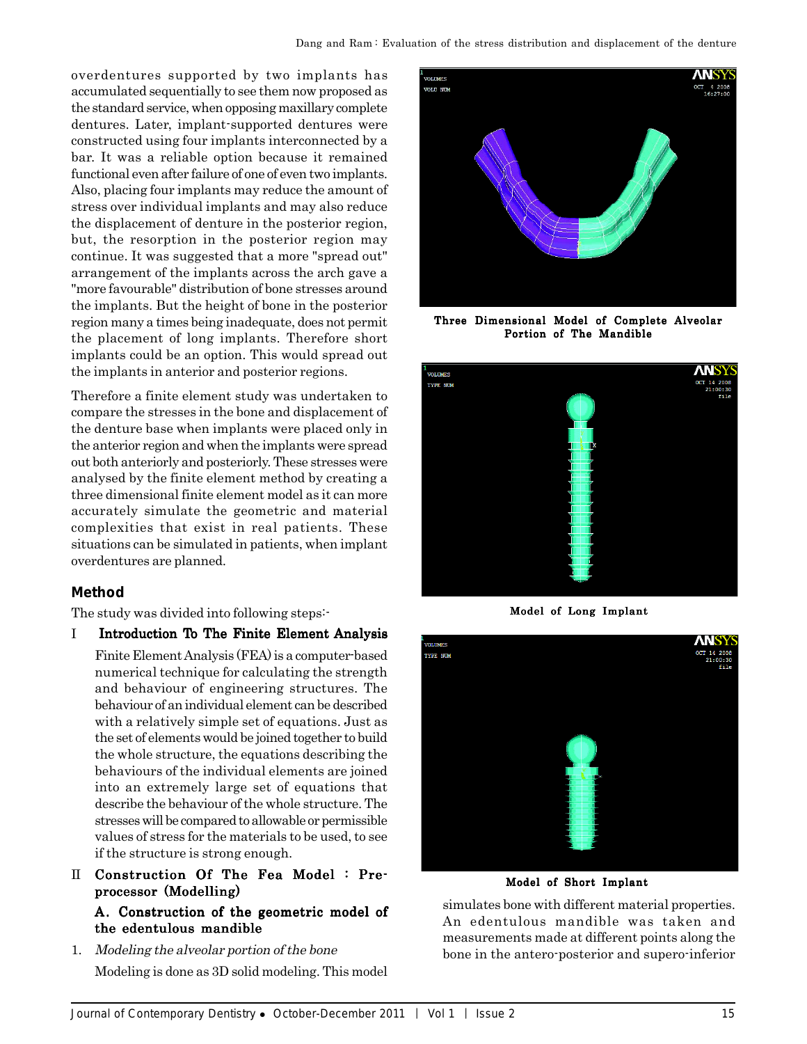overdentures supported by two implants has accumulated sequentially to see them now proposed as the standard service, when opposing maxillary complete dentures. Later, implant-supported dentures were constructed using four implants interconnected by a bar. It was a reliable option because it remained functional even after failure of one of even two implants. Also, placing four implants may reduce the amount of stress over individual implants and may also reduce the displacement of denture in the posterior region, but, the resorption in the posterior region may continue. It was suggested that a more "spread out" arrangement of the implants across the arch gave a "more favourable" distribution of bone stresses around the implants. But the height of bone in the posterior region many a times being inadequate, does not permit the placement of long implants. Therefore short implants could be an option. This would spread out the implants in anterior and posterior regions.

Therefore a finite element study was undertaken to compare the stresses in the bone and displacement of the denture base when implants were placed only in the anterior region and when the implants were spread out both anteriorly and posteriorly. These stresses were analysed by the finite element method by creating a three dimensional finite element model as it can more accurately simulate the geometric and material complexities that exist in real patients. These situations can be simulated in patients, when implant overdentures are planned.

## Method

The study was divided into following steps:-

I **Introduction To The Finite Element Analysis**

Finite Element Analysis (FEA) is a computer-based numerical technique for calculating the strength and behaviour of engineering structures. The behaviour of an individual element can be described with a relatively simple set of equations. Just as the set of elements would be joined together to build the whole structure, the equations describing the behaviours of the individual elements are joined into an extremely large set of equations that describe the behaviour of the whole structure. The stresses will be compared to allowable or permissible values of stress for the materials to be used, to see if the structure is strong enough.

II **Construction Of The Fea Model : Pre-processor (Modelling)**

**A. Construction of the geometric model of the edentulous mandible**

1. *Modeling the alveolar portion of the bone*

Modeling is done as 3D solid modeling. This model simulates bone with different material properties. An edentulous mandible was taken and measurements made at different points along the bone in the antero-posterior and supero-inferior

**Three Dimensional Model of Complete Alveolar Portion of The Mandible**

**Model of Long Implant**

**Model of Short Implant**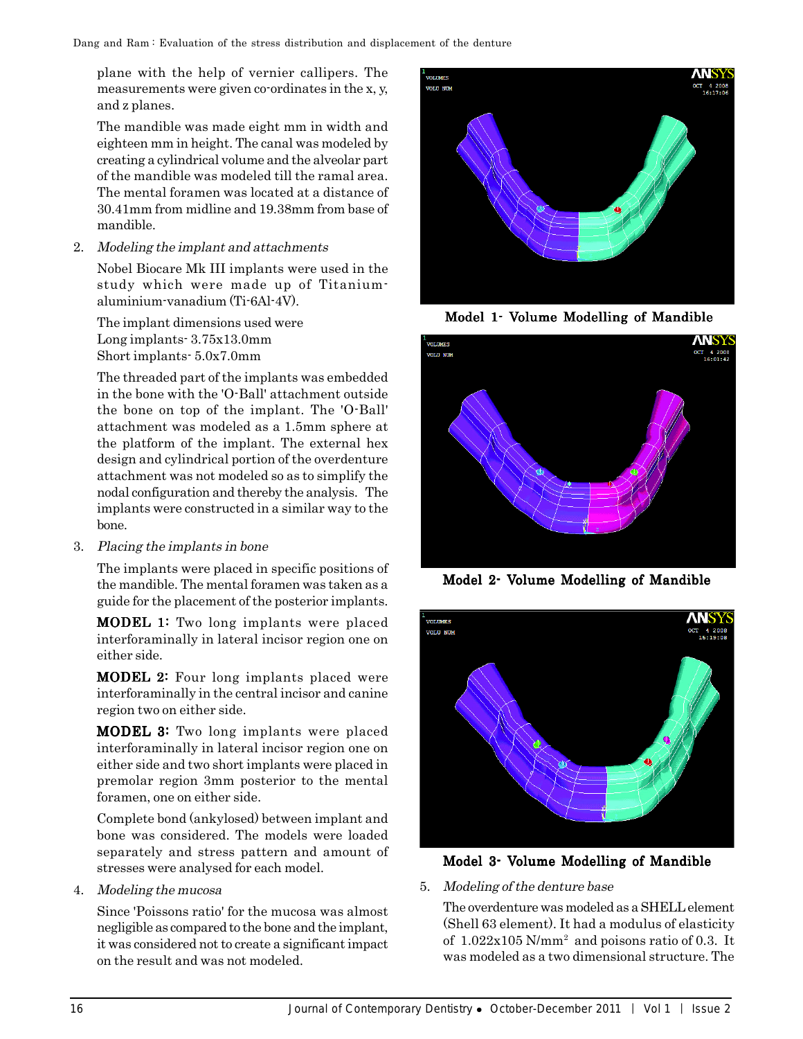plane with the help of vernier callipers. The measurements were given co-ordinates in the x, y, and z planes.

The mandible was made eight mm in width and eighteen mm in height. The canal was modeled by creating a cylindrical volume and the alveolar part of the mandible was modeled till the ramal area. The mental foramen was located at a distance of 30.41mm from midline and 19.38mm from base of mandible.

2. *Modeling the implant and attachments*

   Nobel Biocare Mk III implants were used in the study which were made up of Titanium-aluminium-vanadium (Ti-6Al-4V).

   The implant dimensions used were
   Long implants- 3.75x13.0mm
   Short implants- 5.0x7.0mm

   The threaded part of the implants was embedded in the bone with the 'O-Ball' attachment outside the bone on top of the implant. The 'O-Ball' attachment was modeled as a 1.5mm sphere at the platform of the implant. The external hex design and cylindrical portion of the overdenture attachment was not modeled so as to simplify the nodal configuration and thereby the analysis. The implants were constructed in a similar way to the bone.

3. *Placing the implants in bone*

   The implants were placed in specific positions of the mandible. The mental foramen was taken as a guide for the placement of the posterior implants.

   **MODEL 1:** Two long implants were placed interforaminally in lateral incisor region one on either side.

   **MODEL 2:** Four long implants placed were interforaminally in the central incisor and canine region two on either side.

   **MODEL 3:** Two long implants were placed interforaminally in lateral incisor region one on either side and two short implants were placed in premolar region 3mm posterior to the mental foramen, one on either side.

   Complete bond (ankylosed) between implant and bone was considered. The models were loaded separately and stress pattern and amount of stresses were analysed for each model.

4. *Modeling the mucosa*

   Since 'Poissons ratio' for the mucosa was almost negligible as compared to the bone and the implant, it was considered not to create a significant impact on the result and was not modeled.

**Model 1- Volume Modelling of Mandible**

**Model 2- Volume Modelling of Mandible**

**Model 3- Volume Modelling of Mandible**

5. *Modeling of the denture base*

   The overdenture was modeled as a SHELL element (Shell 63 element). It had a modulus of elasticity of 1.022x105 N/mm$^2$ and poisons ratio of 0.3. It was modeled as a two dimensional structure. The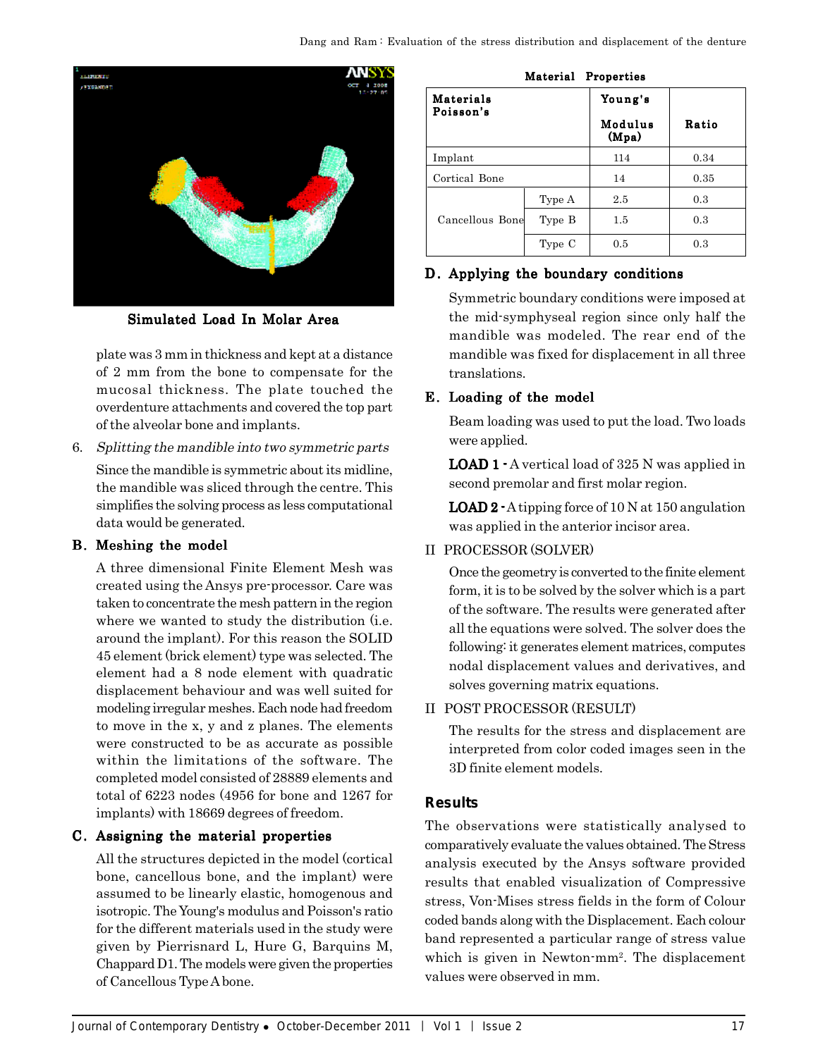Simulated Load In Molar Area

plate was 3 mm in thickness and kept at a distance of 2 mm from the bone to compensate for the mucosal thickness. The plate touched the overdenture attachments and covered the top part of the alveolar bone and implants.

6. *Splitting the mandible into two symmetric parts*

   Since the mandible is symmetric about its midline, the mandible was sliced through the centre. This simplifies the solving process as less computational data would be generated.

## B. Meshing the model

A three dimensional Finite Element Mesh was created using the Ansys pre-processor. Care was taken to concentrate the mesh pattern in the region where we wanted to study the distribution (i.e. around the implant). For this reason the SOLID 45 element (brick element) type was selected. The element had a 8 node element with quadratic displacement behaviour and was well suited for modeling irregular meshes. Each node had freedom to move in the x, y and z planes. The elements were constructed to be as accurate as possible within the limitations of the software. The completed model consisted of 28889 elements and total of 6223 nodes (4956 for bone and 1267 for implants) with 18669 degrees of freedom.

## C. Assigning the material properties

All the structures depicted in the model (cortical bone, cancellous bone, and the implant) were assumed to be linearly elastic, homogenous and isotropic. The Young's modulus and Poisson's ratio for the different materials used in the study were given by Pierrisnard L, Hure G, Barquins M, Chappard D1. The models were given the properties of Cancellous Type A bone.

**Material Properties**

| Materials Poisson's | | Young's Modulus (Mpa) | Ratio |
|---|---|---|---|
| Implant | | 114 | 0.34 |
| Cortical Bone | | 14 | 0.35 |
| Cancellous Bone | Type A | 2.5 | 0.3 |
| | Type B | 1.5 | 0.3 |
| | Type C | 0.5 | 0.3 |

## D. Applying the boundary conditions

Symmetric boundary conditions were imposed at the mid-symphyseal region since only half the mandible was modeled. The rear end of the mandible was fixed for displacement in all three translations.

## E. Loading of the model

Beam loading was used to put the load. Two loads were applied.

**LOAD 1 -** A vertical load of 325 N was applied in second premolar and first molar region.

**LOAD 2 -** A tipping force of 10 N at 150 angulation was applied in the anterior incisor area.

II PROCESSOR (SOLVER)

Once the geometry is converted to the finite element form, it is to be solved by the solver which is a part of the software. The results were generated after all the equations were solved. The solver does the following: it generates element matrices, computes nodal displacement values and derivatives, and solves governing matrix equations.

II POST PROCESSOR (RESULT)

The results for the stress and displacement are interpreted from color coded images seen in the 3D finite element models.

# Results

The observations were statistically analysed to comparatively evaluate the values obtained. The Stress analysis executed by the Ansys software provided results that enabled visualization of Compressive stress, Von-Mises stress fields in the form of Colour coded bands along with the Displacement. Each colour band represented a particular range of stress value which is given in Newton-mm$^2$. The displacement values were observed in mm.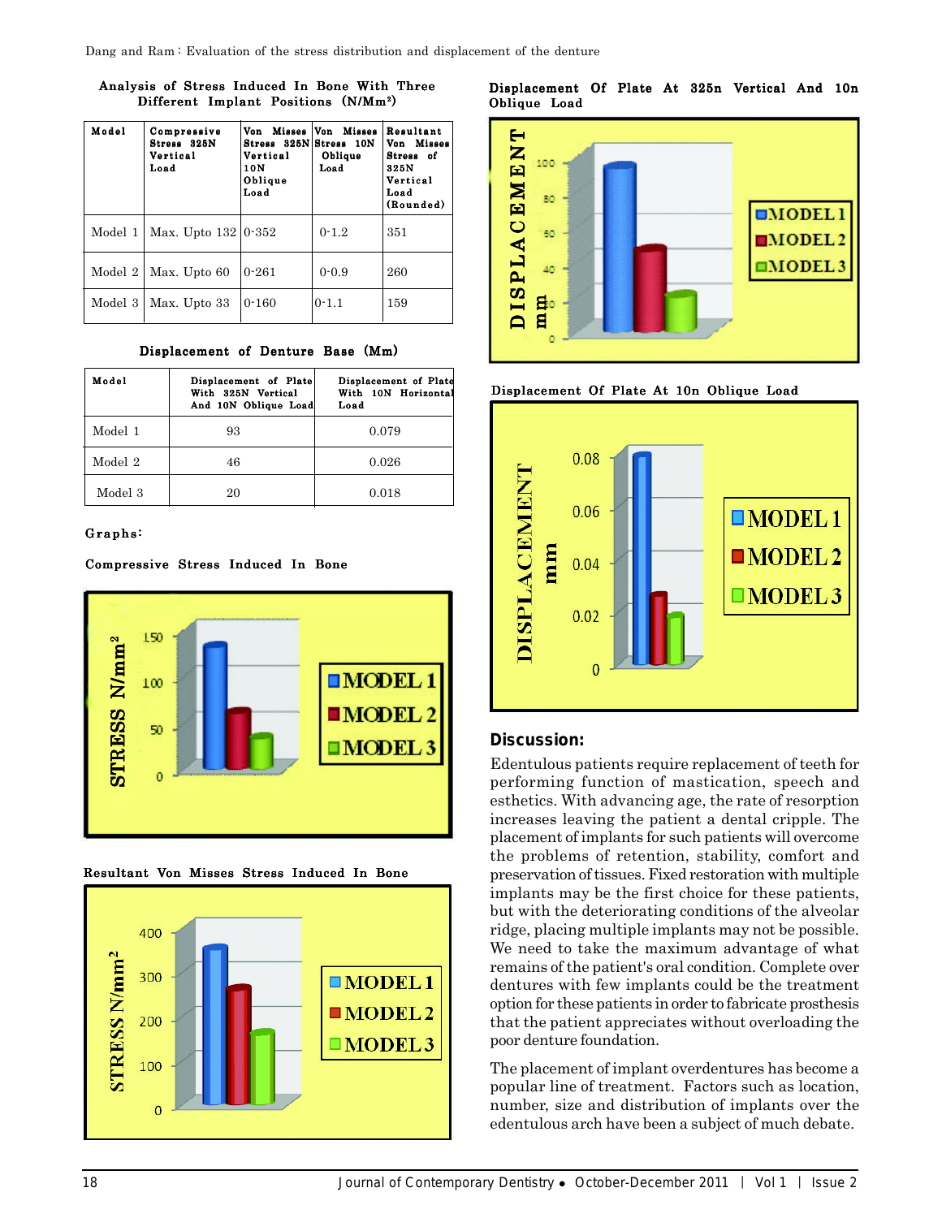**Analysis of Stress Induced In Bone With Three Different Implant Positions (N/Mm²)**

| Model | Compressive Stress 325N Vertical Load | Von Misses Stress 325N Vertical 10N Oblique Load | Von Misses Stress 10N Oblique Load | Resultant Von Misses Stress of 325N Vertical Load (Rounded) |
|---|---|---|---|---|
| Model 1 | Max. Upto 132 | 0-352 | 0-1.2 | 351 |
| Model 2 | Max. Upto 60 | 0-261 | 0-0.9 | 260 |
| Model 3 | Max. Upto 33 | 0-160 | 0-1.1 | 159 |

**Displacement of Denture Base (Mm)**

| Model | Displacement of Plate With 325N Vertical And 10N Oblique Load | Displacement of Plate With 10N Horizontal Load |
|---|---|---|
| Model 1 | 93 | 0.079 |
| Model 2 | 46 | 0.026 |
| Model 3 | 20 | 0.018 |

**Graphs:**

**Compressive Stress Induced In Bone**

**Resultant Von Misses Stress Induced In Bone**

**Displacement Of Plate At 325n Vertical And 10n Oblique Load**

**Displacement Of Plate At 10n Oblique Load**

## Discussion:

Edentulous patients require replacement of teeth for performing function of mastication, speech and esthetics. With advancing age, the rate of resorption increases leaving the patient a dental cripple. The placement of implants for such patients will overcome the problems of retention, stability, comfort and preservation of tissues. Fixed restoration with multiple implants may be the first choice for these patients, but with the deteriorating conditions of the alveolar ridge, placing multiple implants may not be possible. We need to take the maximum advantage of what remains of the patient's oral condition. Complete over dentures with few implants could be the treatment option for these patients in order to fabricate prosthesis that the patient appreciates without overloading the poor denture foundation.

The placement of implant overdentures has become a popular line of treatment. Factors such as location, number, size and distribution of implants over the edentulous arch have been a subject of much debate.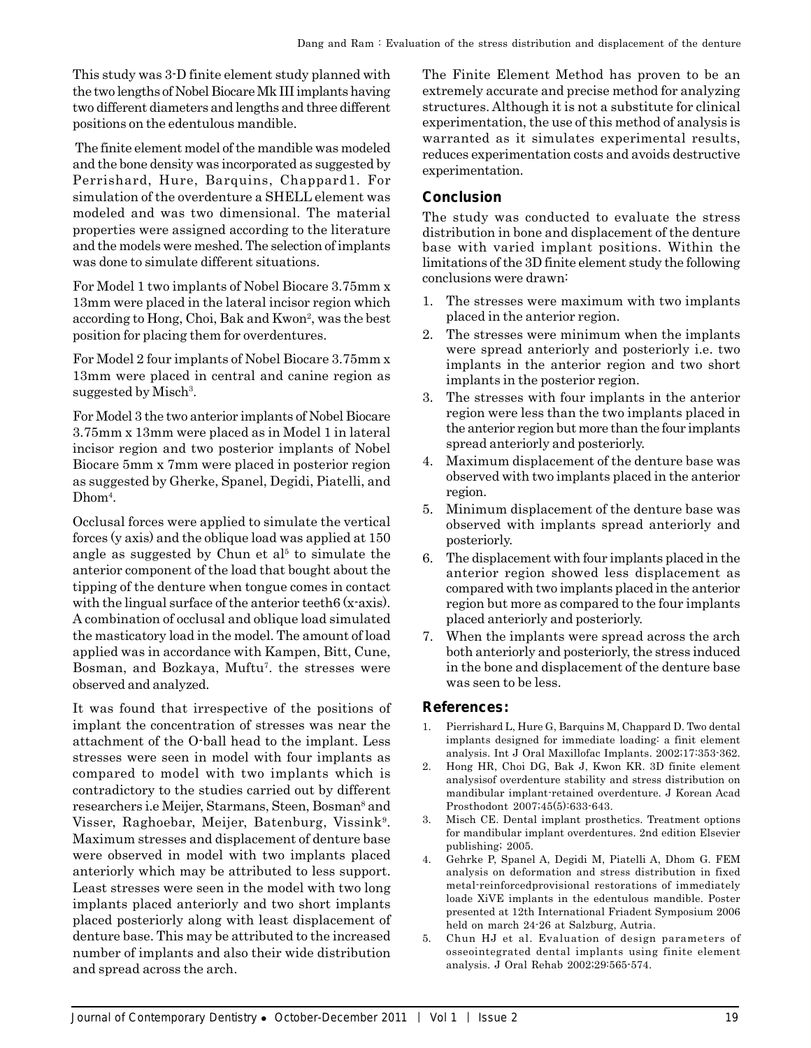This study was 3-D finite element study planned with the two lengths of Nobel Biocare Mk III implants having two different diameters and lengths and three different positions on the edentulous mandible.

The finite element model of the mandible was modeled and the bone density was incorporated as suggested by Perrishard, Hure, Barquins, Chappard1. For simulation of the overdenture a SHELL element was modeled and was two dimensional. The material properties were assigned according to the literature and the models were meshed. The selection of implants was done to simulate different situations.

For Model 1 two implants of Nobel Biocare 3.75mm x 13mm were placed in the lateral incisor region which according to Hong, Choi, Bak and Kwon[2], was the best position for placing them for overdentures.

For Model 2 four implants of Nobel Biocare 3.75mm x 13mm were placed in central and canine region as suggested by Misch[3].

For Model 3 the two anterior implants of Nobel Biocare 3.75mm x 13mm were placed as in Model 1 in lateral incisor region and two posterior implants of Nobel Biocare 5mm x 7mm were placed in posterior region as suggested by Gherke, Spanel, Degidi, Piatelli, and Dhom[4].

Occlusal forces were applied to simulate the vertical forces (y axis) and the oblique load was applied at 150 angle as suggested by Chun et al[5] to simulate the anterior component of the load that bought about the tipping of the denture when tongue comes in contact with the lingual surface of the anterior teeth6 (x-axis). A combination of occlusal and oblique load simulated the masticatory load in the model. The amount of load applied was in accordance with Kampen, Bitt, Cune, Bosman, and Bozkaya, Muftu[7]. the stresses were observed and analyzed.

It was found that irrespective of the positions of implant the concentration of stresses was near the attachment of the O-ball head to the implant. Less stresses were seen in model with four implants as compared to model with two implants which is contradictory to the studies carried out by different researchers i.e Meijer, Starmans, Steen, Bosman[8] and Visser, Raghoebar, Meijer, Batenburg, Vissink[9]. Maximum stresses and displacement of denture base were observed in model with two implants placed anteriorly which may be attributed to less support. Least stresses were seen in the model with two long implants placed anteriorly and two short implants placed posteriorly along with least displacement of denture base. This may be attributed to the increased number of implants and also their wide distribution and spread across the arch.

The Finite Element Method has proven to be an extremely accurate and precise method for analyzing structures. Although it is not a substitute for clinical experimentation, the use of this method of analysis is warranted as it simulates experimental results, reduces experimentation costs and avoids destructive experimentation.

## Conclusion

The study was conducted to evaluate the stress distribution in bone and displacement of the denture base with varied implant positions. Within the limitations of the 3D finite element study the following conclusions were drawn:

1. The stresses were maximum with two implants placed in the anterior region.
2. The stresses were minimum when the implants were spread anteriorly and posteriorly i.e. two implants in the anterior region and two short implants in the posterior region.
3. The stresses with four implants in the anterior region were less than the two implants placed in the anterior region but more than the four implants spread anteriorly and posteriorly.
4. Maximum displacement of the denture base was observed with two implants placed in the anterior region.
5. Minimum displacement of the denture base was observed with implants spread anteriorly and posteriorly.
6. The displacement with four implants placed in the anterior region showed less displacement as compared with two implants placed in the anterior region but more as compared to the four implants placed anteriorly and posteriorly.
7. When the implants were spread across the arch both anteriorly and posteriorly, the stress induced in the bone and displacement of the denture base was seen to be less.

## References:

1. Pierrishard L, Hure G, Barquins M, Chappard D. Two dental implants designed for immediate loading: a finit element analysis. Int J Oral Maxillofac Implants. 2002;17:353-362.
2. Hong HR, Choi DG, Bak J, Kwon KR. 3D finite element analysisof overdenture stability and stress distribution on mandibular implant-retained overdenture. J Korean Acad Prosthodont 2007;45(5):633-643.
3. Misch CE. Dental implant prosthetics. Treatment options for mandibular implant overdentures. 2nd edition Elsevier publishing; 2005.
4. Gehrke P, Spanel A, Degidi M, Piatelli A, Dhom G. FEM analysis on deformation and stress distribution in fixed metal-reinforcedprovisional restorations of immediately loade XiVE implants in the edentulous mandible. Poster presented at 12th International Friadent Symposium 2006 held on march 24-26 at Salzburg, Autria.
5. Chun HJ et al. Evaluation of design parameters of osseointegrated dental implants using finite element analysis. J Oral Rehab 2002;29:565-574.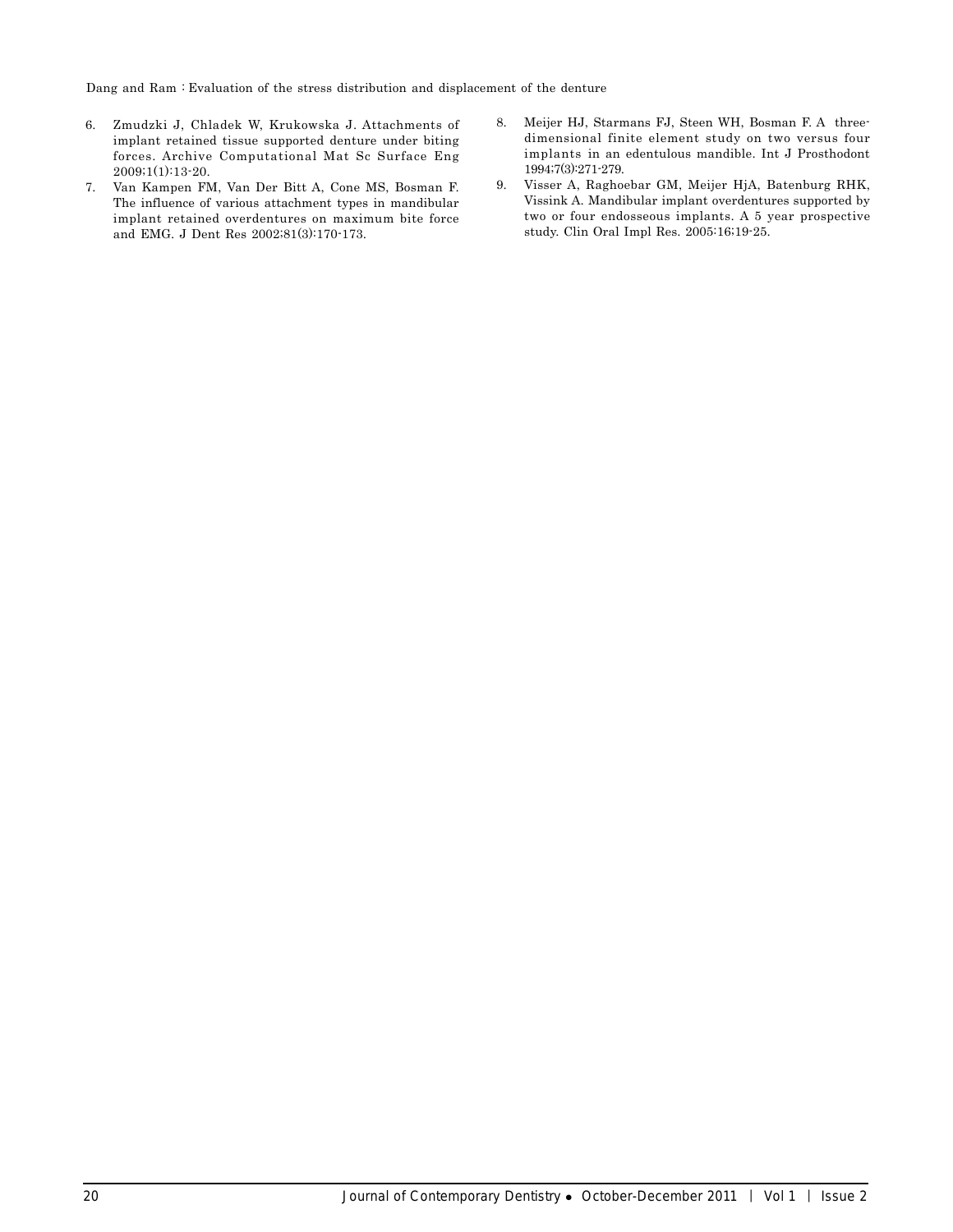6. Zmudzki J, Chladek W, Krukowska J. Attachments of implant retained tissue supported denture under biting forces. Archive Computational Mat Sc Surface Eng 2009;1(1):13-20.
7. Van Kampen FM, Van Der Bitt A, Cone MS, Bosman F. The influence of various attachment types in mandibular implant retained overdentures on maximum bite force and EMG. J Dent Res 2002;81(3):170-173.
8. Meijer HJ, Starmans FJ, Steen WH, Bosman F. A three-dimensional finite element study on two versus four implants in an edentulous mandible. Int J Prosthodont 1994;7(3):271-279.
9. Visser A, Raghoebar GM, Meijer HjA, Batenburg RHK, Vissink A. Mandibular implant overdentures supported by two or four endosseous implants. A 5 year prospective study. Clin Oral Impl Res. 2005:16;19-25.